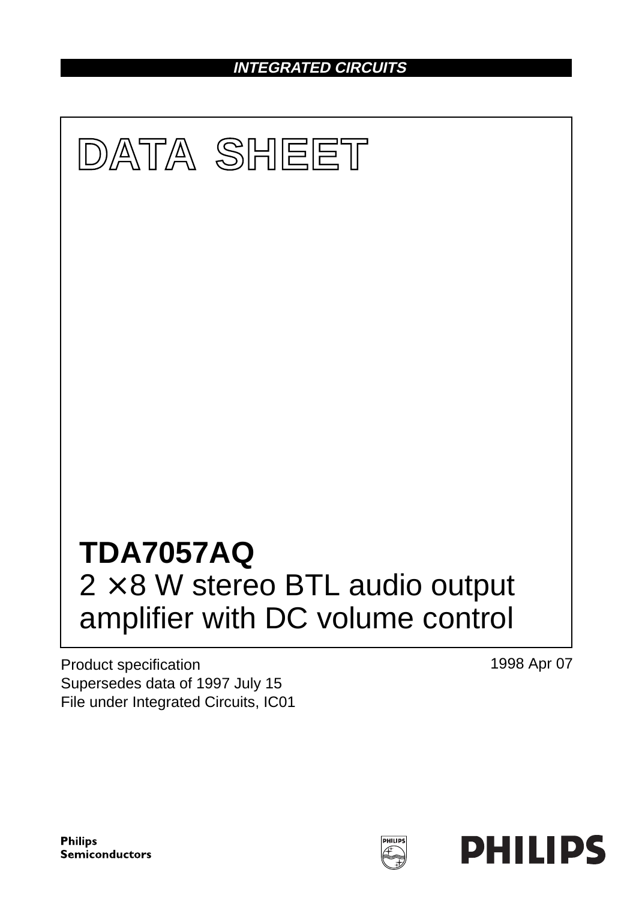INTEGRATED CIRCUITS

# DATA SHEET

## TDA7057AQ

2 × 8 W stereo BTL audio output amplifier with DC volume control

Product specification
Supersedes data of 1997 July 15
File under Integrated Circuits, IC01

1998 Apr 07

Philips Semiconductors

PHILIPS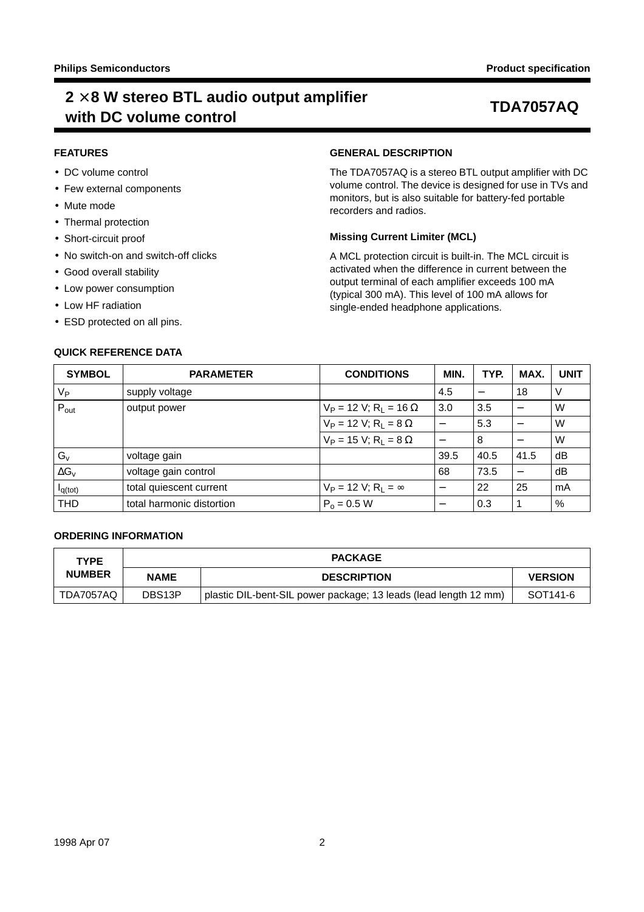# $2 \times 8$ W stereo BTL audio output amplifier with DC volume control

**TDA7057AQ**

## FEATURES

- DC volume control
- Few external components
- Mute mode
- Thermal protection
- Short-circuit proof
- No switch-on and switch-off clicks
- Good overall stability
- Low power consumption
- Low HF radiation
- ESD protected on all pins.

## GENERAL DESCRIPTION

The TDA7057AQ is a stereo BTL output amplifier with DC volume control. The device is designed for use in TVs and monitors, but is also suitable for battery-fed portable recorders and radios.

### Missing Current Limiter (MCL)

A MCL protection circuit is built-in. The MCL circuit is activated when the difference in current between the output terminal of each amplifier exceeds 100 mA (typical 300 mA). This level of 100 mA allows for single-ended headphone applications.

## QUICK REFERENCE DATA

| SYMBOL | PARAMETER | CONDITIONS | MIN. | TYP. | MAX. | UNIT |
|---|---|---|---|---|---|---|
| $V_P$ | supply voltage | | 4.5 | – | 18 | V |
| $P_{out}$ | output power | $V_P = 12$ V; $R_L = 16\ \Omega$ | 3.0 | 3.5 | – | W |
| | | $V_P = 12$ V; $R_L = 8\ \Omega$ | – | 5.3 | – | W |
| | | $V_P = 15$ V; $R_L = 8\ \Omega$ | – | 8 | – | W |
| $G_v$ | voltage gain | | 39.5 | 40.5 | 41.5 | dB |
| $\Delta G_v$ | voltage gain control | | 68 | 73.5 | – | dB |
| $I_{q(tot)}$ | total quiescent current | $V_P = 12$ V; $R_L = \infty$ | – | 22 | 25 | mA |
| THD | total harmonic distortion | $P_o = 0.5$ W | – | 0.3 | 1 | % |

## ORDERING INFORMATION

| TYPE NUMBER | PACKAGE | | |
|---|---|---|---|
| | NAME | DESCRIPTION | VERSION |
| TDA7057AQ | DBS13P | plastic DIL-bent-SIL power package; 13 leads (lead length 12 mm) | SOT141-6 |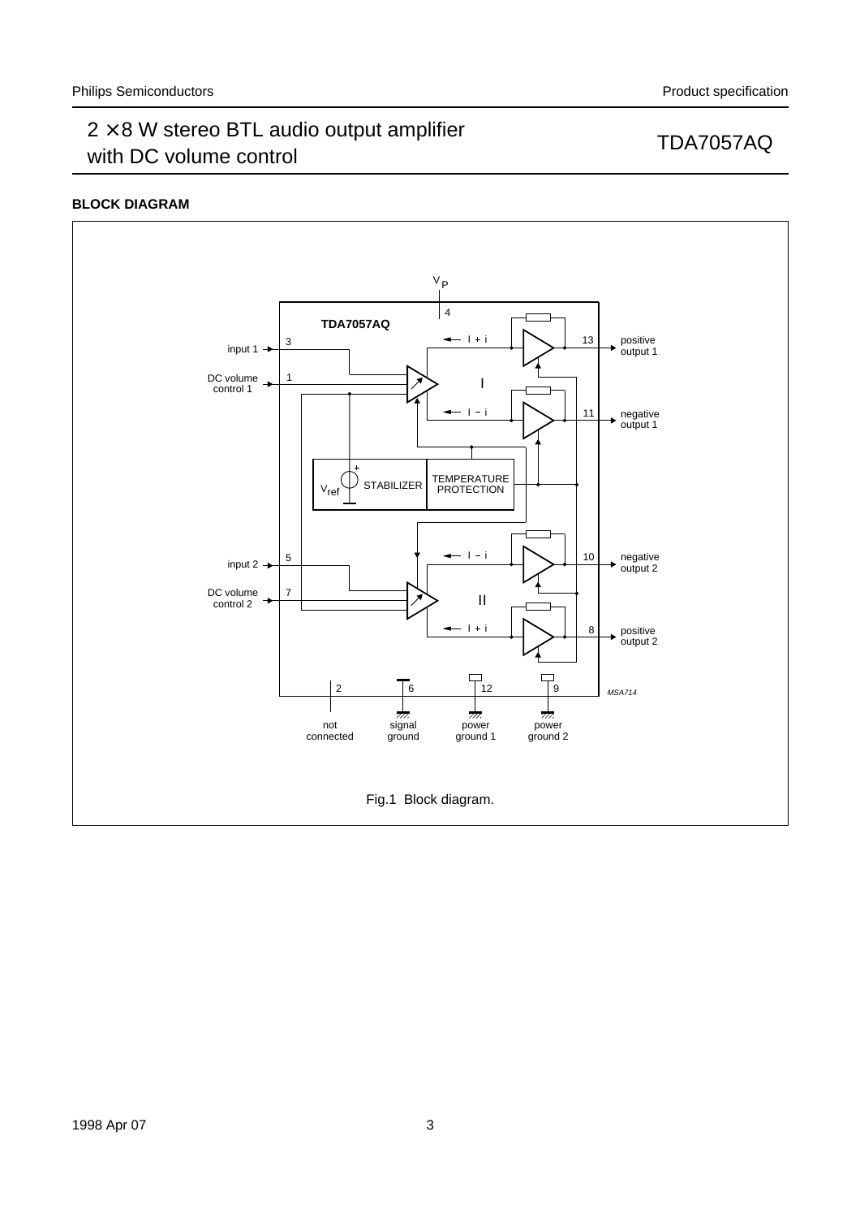## BLOCK DIAGRAM

Fig.1 Block diagram.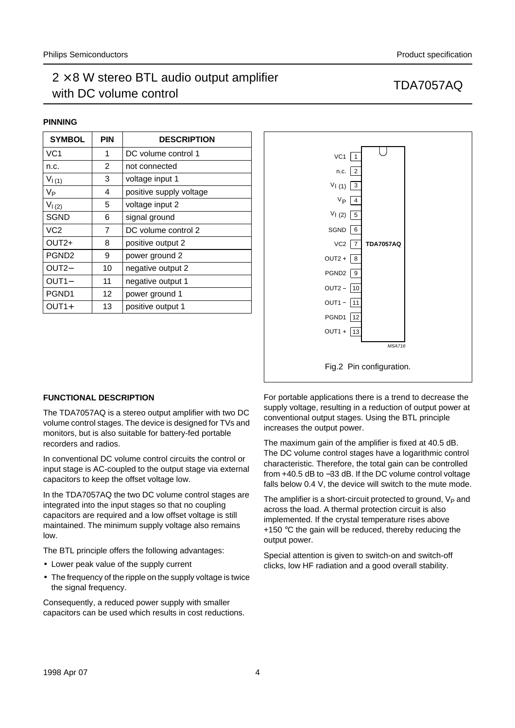## PINNING

| SYMBOL | PIN | DESCRIPTION |
|---|---|---|
| VC1 | 1 | DC volume control 1 |
| n.c. | 2 | not connected |
| $V_{I(1)}$ | 3 | voltage input 1 |
| $V_P$ | 4 | positive supply voltage |
| $V_{I(2)}$ | 5 | voltage input 2 |
| SGND | 6 | signal ground |
| VC2 | 7 | DC volume control 2 |
| OUT2+ | 8 | positive output 2 |
| PGND2 | 9 | power ground 2 |
| OUT2− | 10 | negative output 2 |
| OUT1− | 11 | negative output 1 |
| PGND1 | 12 | power ground 1 |
| OUT1+ | 13 | positive output 1 |

Fig.2 Pin configuration.

## FUNCTIONAL DESCRIPTION

The TDA7057AQ is a stereo output amplifier with two DC volume control stages. The device is designed for TVs and monitors, but is also suitable for battery-fed portable recorders and radios.

In conventional DC volume control circuits the control or input stage is AC-coupled to the output stage via external capacitors to keep the offset voltage low.

In the TDA7057AQ the two DC volume control stages are integrated into the input stages so that no coupling capacitors are required and a low offset voltage is still maintained. The minimum supply voltage also remains low.

The BTL principle offers the following advantages:

- Lower peak value of the supply current
- The frequency of the ripple on the supply voltage is twice the signal frequency.

Consequently, a reduced power supply with smaller capacitors can be used which results in cost reductions.

For portable applications there is a trend to decrease the supply voltage, resulting in a reduction of output power at conventional output stages. Using the BTL principle increases the output power.

The maximum gain of the amplifier is fixed at 40.5 dB. The DC volume control stages have a logarithmic control characteristic. Therefore, the total gain can be controlled from +40.5 dB to −33 dB. If the DC volume control voltage falls below 0.4 V, the device will switch to the mute mode.

The amplifier is a short-circuit protected to ground, $V_P$ and across the load. A thermal protection circuit is also implemented. If the crystal temperature rises above +150 °C the gain will be reduced, thereby reducing the output power.

Special attention is given to switch-on and switch-off clicks, low HF radiation and a good overall stability.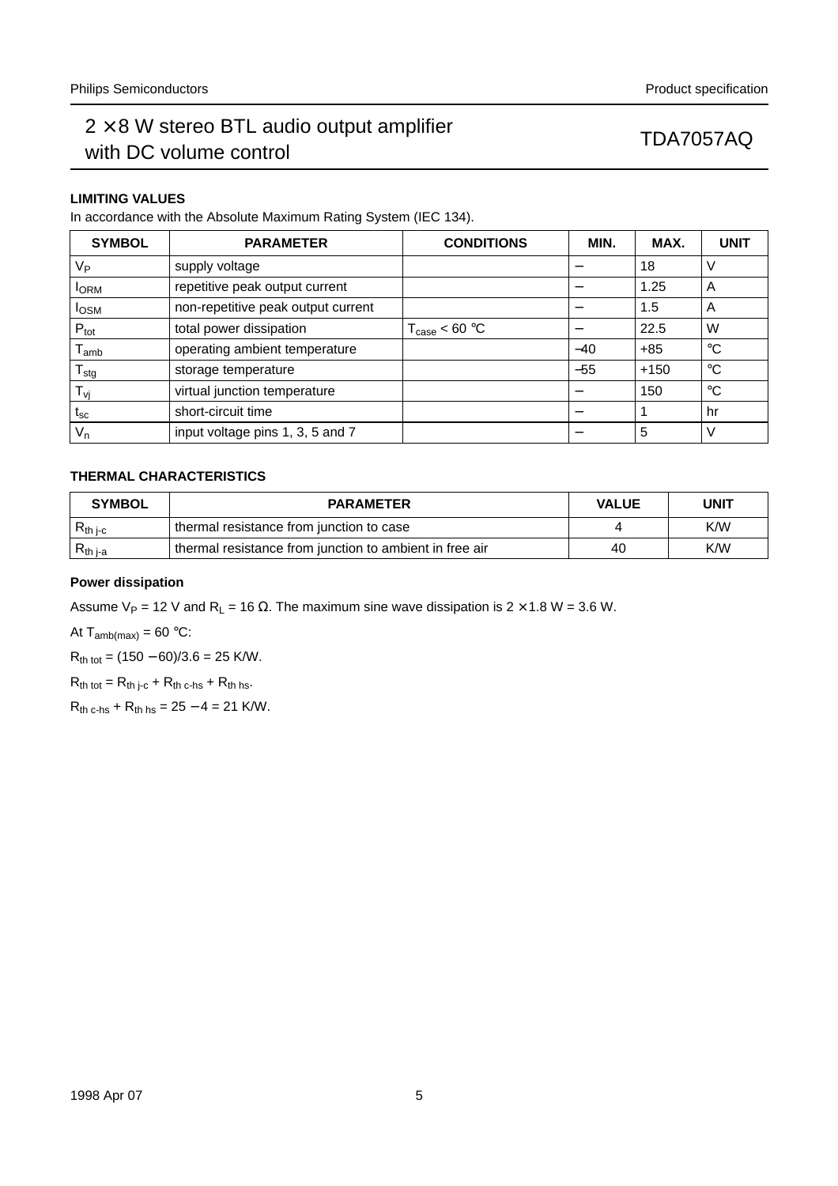## LIMITING VALUES

In accordance with the Absolute Maximum Rating System (IEC 134).

| SYMBOL | PARAMETER | CONDITIONS | MIN. | MAX. | UNIT |
|---|---|---|---|---|---|
| $V_P$ | supply voltage | | − | 18 | V |
| $I_{ORM}$ | repetitive peak output current | | − | 1.25 | A |
| $I_{OSM}$ | non-repetitive peak output current | | − | 1.5 | A |
| $P_{tot}$ | total power dissipation | $T_{case}$ < 60 °C | − | 22.5 | W |
| $T_{amb}$ | operating ambient temperature | | −40 | +85 | °C |
| $T_{stg}$ | storage temperature | | −55 | +150 | °C |
| $T_{vj}$ | virtual junction temperature | | − | 150 | °C |
| $t_{sc}$ | short-circuit time | | − | 1 | hr |
| $V_n$ | input voltage pins 1, 3, 5 and 7 | | − | 5 | V |

## THERMAL CHARACTERISTICS

| SYMBOL | PARAMETER | VALUE | UNIT |
|---|---|---|---|
| $R_{th\ j\text{-}c}$ | thermal resistance from junction to case | 4 | K/W |
| $R_{th\ j\text{-}a}$ | thermal resistance from junction to ambient in free air | 40 | K/W |

### Power dissipation

Assume $V_P$ = 12 V and $R_L$ = 16 Ω. The maximum sine wave dissipation is 2 × 1.8 W = 3.6 W.

At $T_{amb(max)}$ = 60 °C:

$R_{th\ tot}$ = (150 − 60)/3.6 = 25 K/W.

$R_{th\ tot} = R_{th\ j\text{-}c} + R_{th\ c\text{-}hs} + R_{th\ hs}$.

$R_{th\ c\text{-}hs} + R_{th\ hs}$ = 25 − 4 = 21 K/W.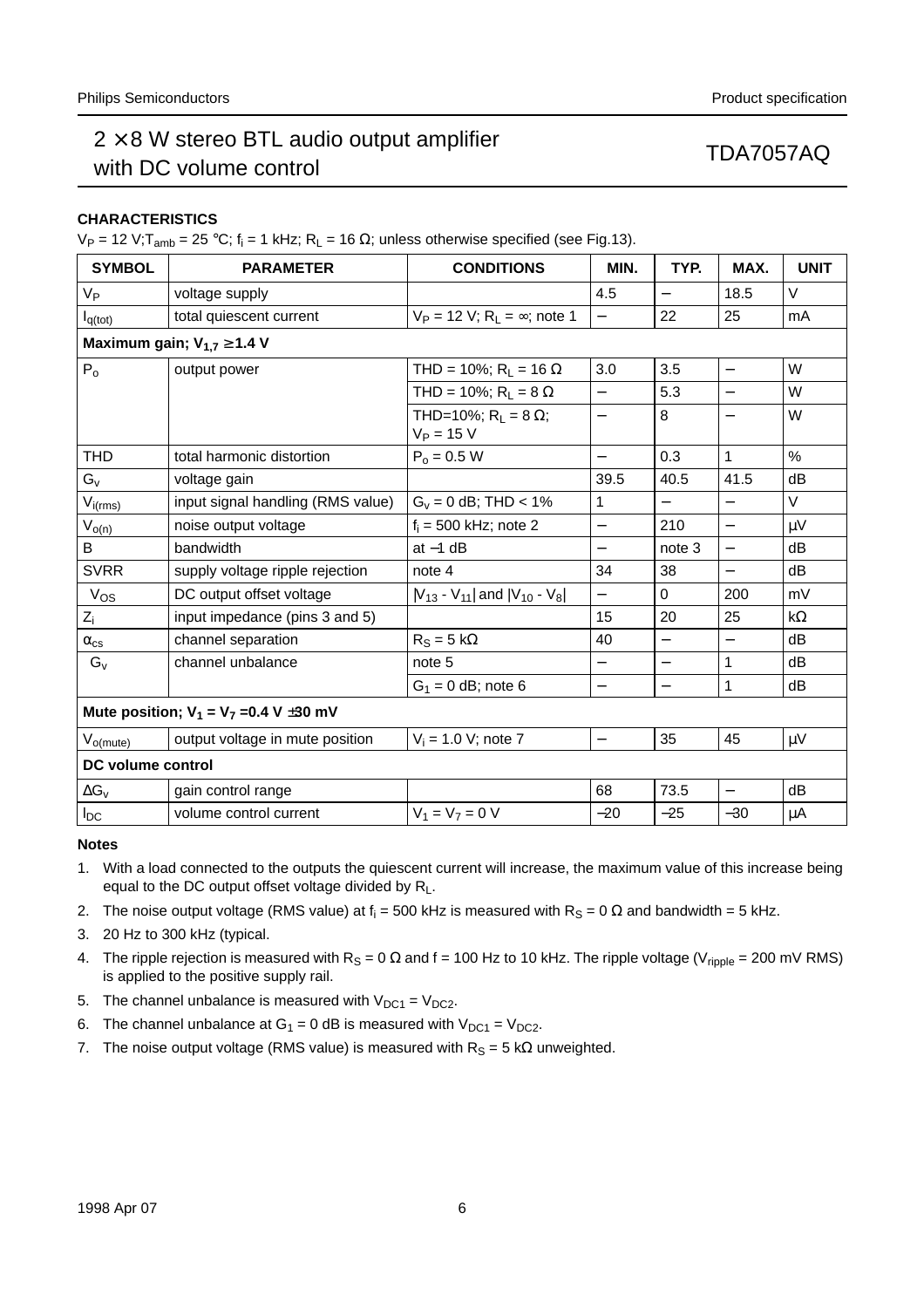## CHARACTERISTICS

$V_P$ = 12 V; $T_{amb}$ = 25 °C; $f_i$ = 1 kHz; $R_L$ = 16 Ω; unless otherwise specified (see Fig.13).

| SYMBOL | PARAMETER | CONDITIONS | MIN. | TYP. | MAX. | UNIT |
|---|---|---|---|---|---|---|
| $V_P$ | voltage supply | | 4.5 | – | 18.5 | V |
| $I_{q(tot)}$ | total quiescent current | $V_P$ = 12 V; $R_L$ = ∞; note 1 | – | 22 | 25 | mA |
| **Maximum gain; $V_{1,7}$ ≥ 1.4 V** | | | | | | |
| $P_o$ | output power | THD = 10%; $R_L$ = 16 Ω | 3.0 | 3.5 | – | W |
| | | THD = 10%; $R_L$ = 8 Ω | – | 5.3 | – | W |
| | | THD=10%; $R_L$ = 8 Ω; $V_P$ = 15 V | – | 8 | – | W |
| THD | total harmonic distortion | $P_o$ = 0.5 W | – | 0.3 | 1 | % |
| $G_v$ | voltage gain | | 39.5 | 40.5 | 41.5 | dB |
| $V_{i(rms)}$ | input signal handling (RMS value) | $G_v$ = 0 dB; THD < 1% | 1 | – | – | V |
| $V_{o(n)}$ | noise output voltage | $f_i$ = 500 kHz; note 2 | – | 210 | – | μV |
| B | bandwidth | at –1 dB | – | note 3 | – | dB |
| SVRR | supply voltage ripple rejection | note 4 | 34 | 38 | – | dB |
| $V_{OS}$ | DC output offset voltage | $\|V_{13} - V_{11}\|$ and $\|V_{10} - V_8\|$ | – | 0 | 200 | mV |
| $Z_i$ | input impedance (pins 3 and 5) | | 15 | 20 | 25 | kΩ |
| $\alpha_{cs}$ | channel separation | $R_S$ = 5 kΩ | 40 | – | – | dB |
| $G_v$ | channel unbalance | note 5 | – | – | 1 | dB |
| | | $G_1$ = 0 dB; note 6 | – | – | 1 | dB |
| **Mute position; $V_1$ = $V_7$ = 0.4 V ±30 mV** | | | | | | |
| $V_{o(mute)}$ | output voltage in mute position | $V_i$ = 1.0 V; note 7 | – | 35 | 45 | μV |
| **DC volume control** | | | | | | |
| $\Delta G_v$ | gain control range | | 68 | 73.5 | – | dB |
| $I_{DC}$ | volume control current | $V_1$ = $V_7$ = 0 V | –20 | –25 | –30 | μA |

### Notes

1. With a load connected to the outputs the quiescent current will increase, the maximum value of this increase being equal to the DC output offset voltage divided by $R_L$.
2. The noise output voltage (RMS value) at $f_i$ = 500 kHz is measured with $R_S$ = 0 Ω and bandwidth = 5 kHz.
3. 20 Hz to 300 kHz (typical.
4. The ripple rejection is measured with $R_S$ = 0 Ω and f = 100 Hz to 10 kHz. The ripple voltage ($V_{ripple}$ = 200 mV RMS) is applied to the positive supply rail.
5. The channel unbalance is measured with $V_{DC1}$ = $V_{DC2}$.
6. The channel unbalance at $G_1$ = 0 dB is measured with $V_{DC1}$ = $V_{DC2}$.
7. The noise output voltage (RMS value) is measured with $R_S$ = 5 kΩ unweighted.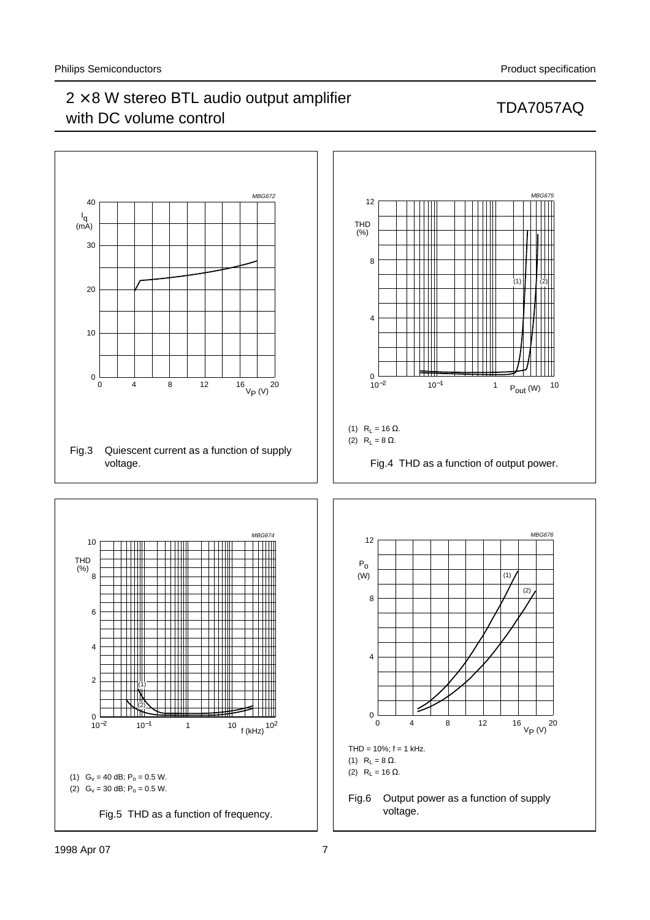MBG672

Fig.3 Quiescent current as a function of supply voltage.

MBG675

(1) $R_L = 16\ \Omega$.

(2) $R_L = 8\ \Omega$.

Fig.4 THD as a function of output power.

MBG674

(1) $G_v = 40$ dB; $P_o = 0.5$ W.

(2) $G_v = 30$ dB; $P_o = 0.5$ W.

Fig.5 THD as a function of frequency.

MBG676

THD = 10%; f = 1 kHz.

(1) $R_L = 8\ \Omega$.

(2) $R_L = 16\ \Omega$.

Fig.6 Output power as a function of supply voltage.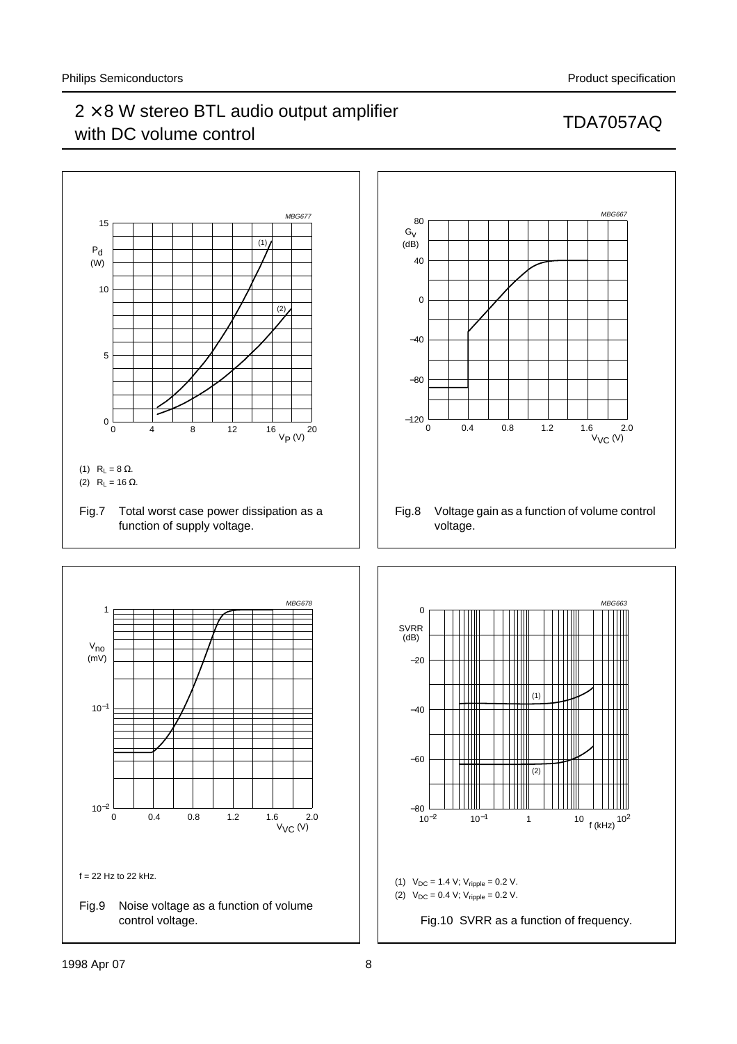MBG677

(1) $R_L = 8\ \Omega$.

(2) $R_L = 16\ \Omega$.

Fig.7 Total worst case power dissipation as a function of supply voltage.

MBG667

Fig.8 Voltage gain as a function of volume control voltage.

MBG678

f = 22 Hz to 22 kHz.

Fig.9 Noise voltage as a function of volume control voltage.

MBG663

(1) $V_{DC}$ = 1.4 V; $V_{ripple}$ = 0.2 V.

(2) $V_{DC}$ = 0.4 V; $V_{ripple}$ = 0.2 V.

Fig.10 SVRR as a function of frequency.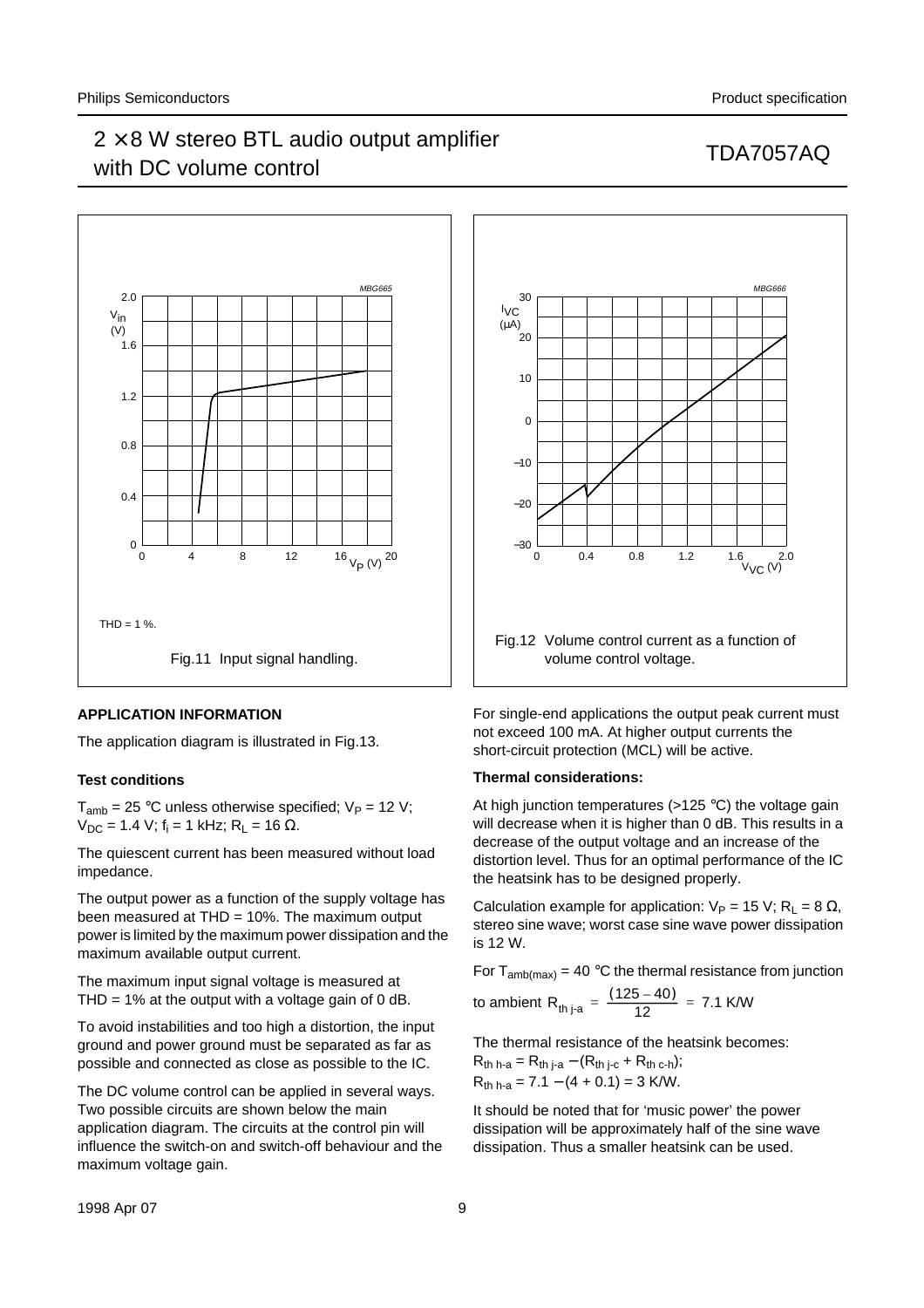THD = 1 %.

Fig.11 Input signal handling.

Fig.12 Volume control current as a function of volume control voltage.

## APPLICATION INFORMATION

The application diagram is illustrated in Fig.13.

### Test conditions

$T_{amb}$ = 25 °C unless otherwise specified; $V_P$ = 12 V; $V_{DC}$ = 1.4 V; $f_i$ = 1 kHz; $R_L$ = 16 Ω.

The quiescent current has been measured without load impedance.

The output power as a function of the supply voltage has been measured at THD = 10%. The maximum output power is limited by the maximum power dissipation and the maximum available output current.

The maximum input signal voltage is measured at THD = 1% at the output with a voltage gain of 0 dB.

To avoid instabilities and too high a distortion, the input ground and power ground must be separated as far as possible and connected as close as possible to the IC.

The DC volume control can be applied in several ways. Two possible circuits are shown below the main application diagram. The circuits at the control pin will influence the switch-on and switch-off behaviour and the maximum voltage gain.

For single-end applications the output peak current must not exceed 100 mA. At higher output currents the short-circuit protection (MCL) will be active.

### Thermal considerations:

At high junction temperatures (>125 °C) the voltage gain will decrease when it is higher than 0 dB. This results in a decrease of the output voltage and an increase of the distortion level. Thus for an optimal performance of the IC the heatsink has to be designed properly.

Calculation example for application: $V_P$ = 15 V; $R_L$ = 8 Ω, stereo sine wave; worst case sine wave power dissipation is 12 W.

For $T_{amb(max)}$ = 40 °C the thermal resistance from junction to ambient $R_{th\ j\text{-}a} = \frac{(125 - 40)}{12} = 7.1$ K/W

The thermal resistance of the heatsink becomes:

$R_{th\ h\text{-}a} = R_{th\ j\text{-}a} - (R_{th\ j\text{-}c} + R_{th\ c\text{-}h})$;

$R_{th\ h\text{-}a} = 7.1 - (4 + 0.1) = 3$ K/W.

It should be noted that for 'music power' the power dissipation will be approximately half of the sine wave dissipation. Thus a smaller heatsink can be used.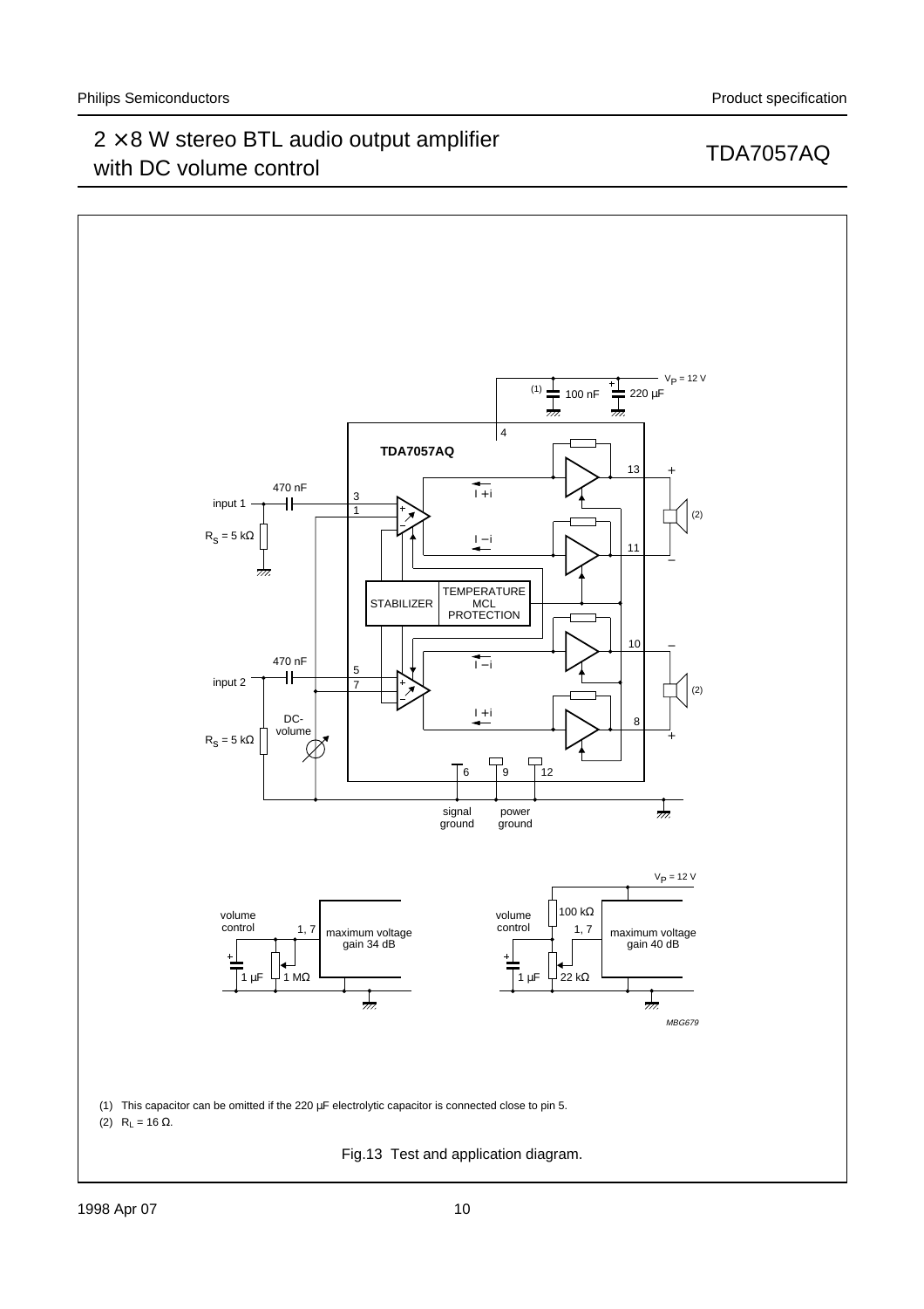(1) This capacitor can be omitted if the 220 μF electrolytic capacitor is connected close to pin 5.

(2) $R_L$ = 16 Ω.

Fig.13 Test and application diagram.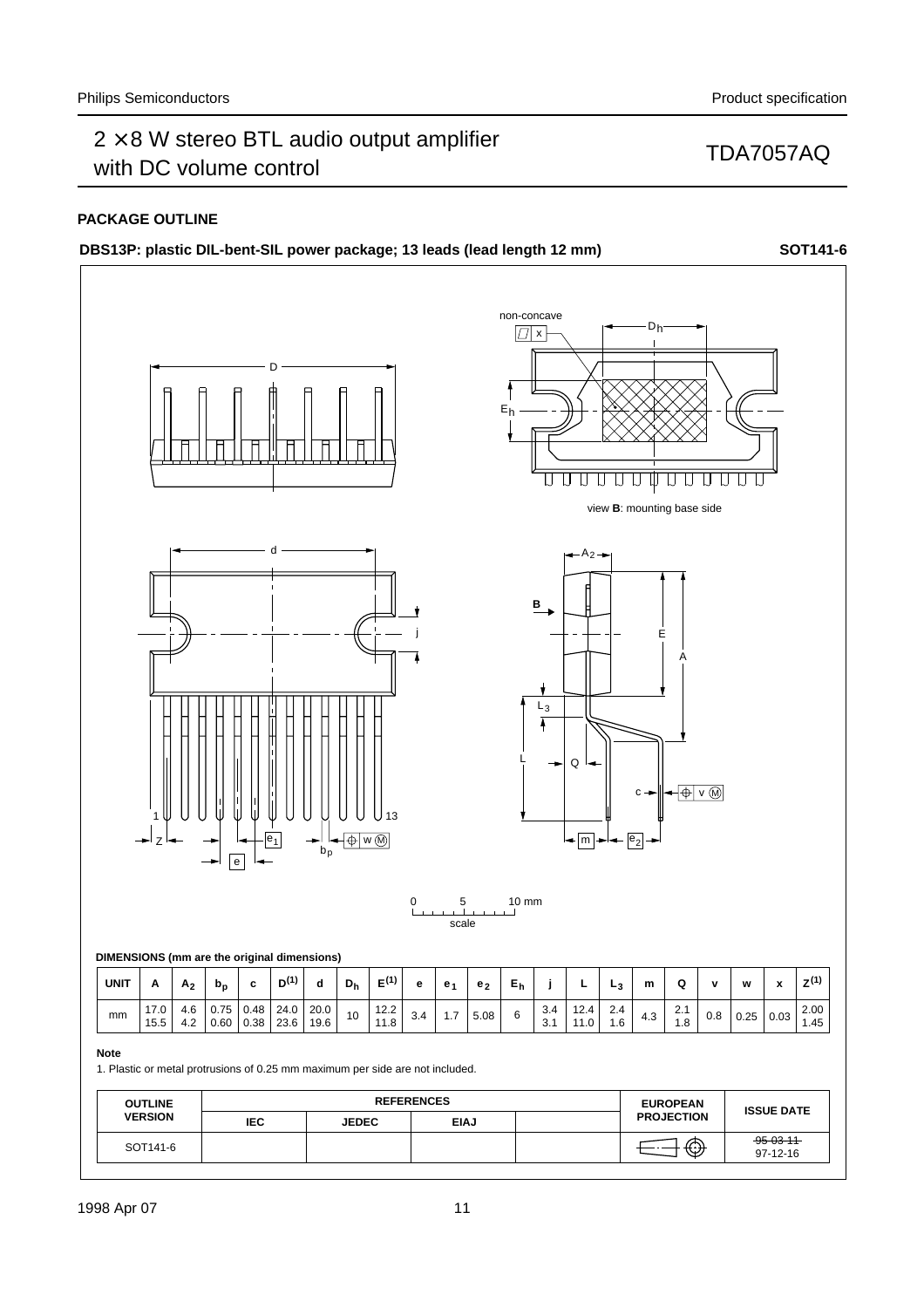## PACKAGE OUTLINE

**DBS13P: plastic DIL-bent-SIL power package; 13 leads (lead length 12 mm)** **SOT141-6**

non-concave

view **B**: mounting base side

0 5 10 mm

scale

**DIMENSIONS (mm are the original dimensions)**

| UNIT | A | $A_2$ | $b_p$ | c | $D^{(1)}$ | d | $D_h$ | $E^{(1)}$ | e | $e_1$ | $e_2$ | $E_h$ | j | L | $L_3$ | m | Q | v | w | x | $Z^{(1)}$ |
|---|---|---|---|---|---|---|---|---|---|---|---|---|---|---|---|---|---|---|---|---|---|
| mm | 17.0<br>15.5 | 4.6<br>4.2 | 0.75<br>0.60 | 0.48<br>0.38 | 24.0<br>23.6 | 20.0<br>19.6 | 10 | 12.2<br>11.8 | 3.4 | 1.7 | 5.08 | 6 | 3.4<br>3.1 | 12.4<br>11.0 | 2.4<br>1.6 | 4.3 | 2.1<br>1.8 | 0.8 | 0.25 | 0.03 | 2.00<br>1.45 |

**Note**

1. Plastic or metal protrusions of 0.25 mm maximum per side are not included.

| OUTLINE VERSION | REFERENCES | | | | EUROPEAN PROJECTION | ISSUE DATE |
|---|---|---|---|---|---|---|
| | IEC | JEDEC | EIAJ | | | |
| SOT141-6 | | | | | | ~~95-03-11~~<br>97-12-16 |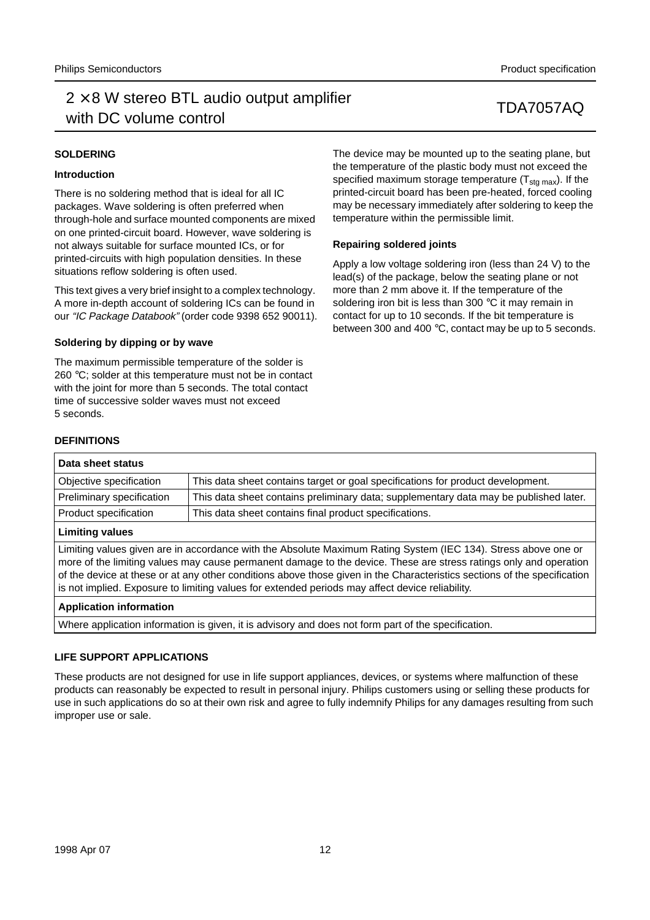## SOLDERING

### Introduction

There is no soldering method that is ideal for all IC packages. Wave soldering is often preferred when through-hole and surface mounted components are mixed on one printed-circuit board. However, wave soldering is not always suitable for surface mounted ICs, or for printed-circuits with high population densities. In these situations reflow soldering is often used.

This text gives a very brief insight to a complex technology. A more in-depth account of soldering ICs can be found in our *"IC Package Databook"* (order code 9398 652 90011).

### Soldering by dipping or by wave

The maximum permissible temperature of the solder is 260 °C; solder at this temperature must not be in contact with the joint for more than 5 seconds. The total contact time of successive solder waves must not exceed 5 seconds.

The device may be mounted up to the seating plane, but the temperature of the plastic body must not exceed the specified maximum storage temperature ($T_{stg\ max}$). If the printed-circuit board has been pre-heated, forced cooling may be necessary immediately after soldering to keep the temperature within the permissible limit.

### Repairing soldered joints

Apply a low voltage soldering iron (less than 24 V) to the lead(s) of the package, below the seating plane or not more than 2 mm above it. If the temperature of the soldering iron bit is less than 300 °C it may remain in contact for up to 10 seconds. If the bit temperature is between 300 and 400 °C, contact may be up to 5 seconds.

## DEFINITIONS

| **Data sheet status** | |
|---|---|
| Objective specification | This data sheet contains target or goal specifications for product development. |
| Preliminary specification | This data sheet contains preliminary data; supplementary data may be published later. |
| Product specification | This data sheet contains final product specifications. |
| **Limiting values** | |
| Limiting values given are in accordance with the Absolute Maximum Rating System (IEC 134). Stress above one or more of the limiting values may cause permanent damage to the device. These are stress ratings only and operation of the device at these or at any other conditions above those given in the Characteristics sections of the specification is not implied. Exposure to limiting values for extended periods may affect device reliability. | |
| **Application information** | |
| Where application information is given, it is advisory and does not form part of the specification. | |

## LIFE SUPPORT APPLICATIONS

These products are not designed for use in life support appliances, devices, or systems where malfunction of these products can reasonably be expected to result in personal injury. Philips customers using or selling these products for use in such applications do so at their own risk and agree to fully indemnify Philips for any damages resulting from such improper use or sale.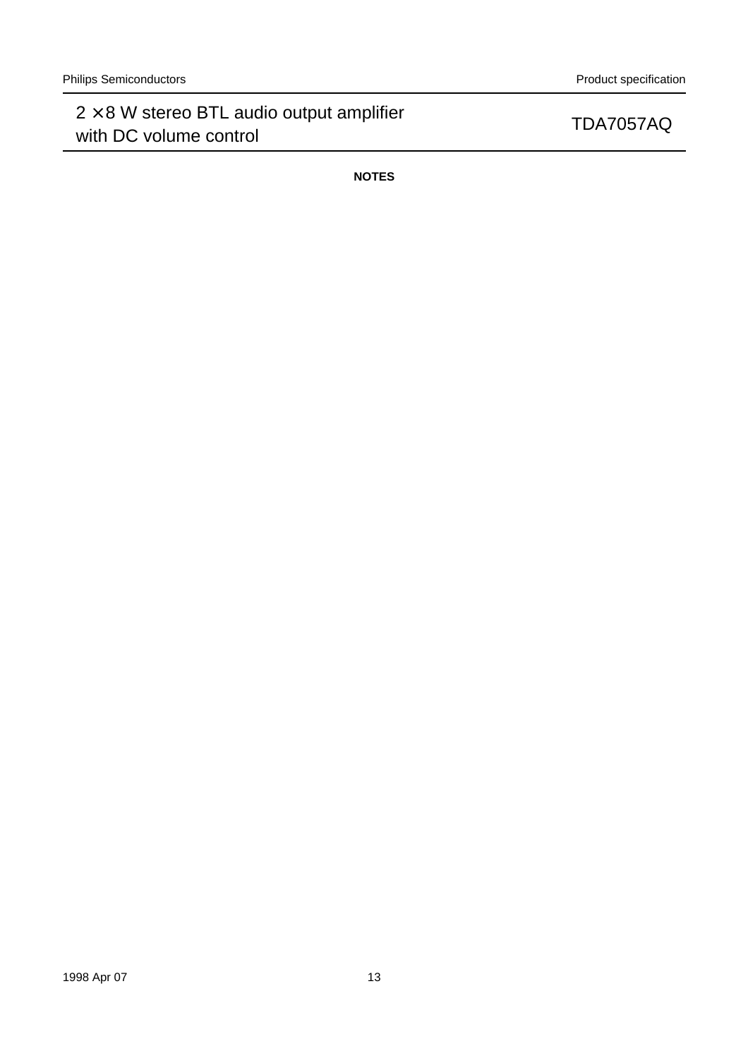## NOTES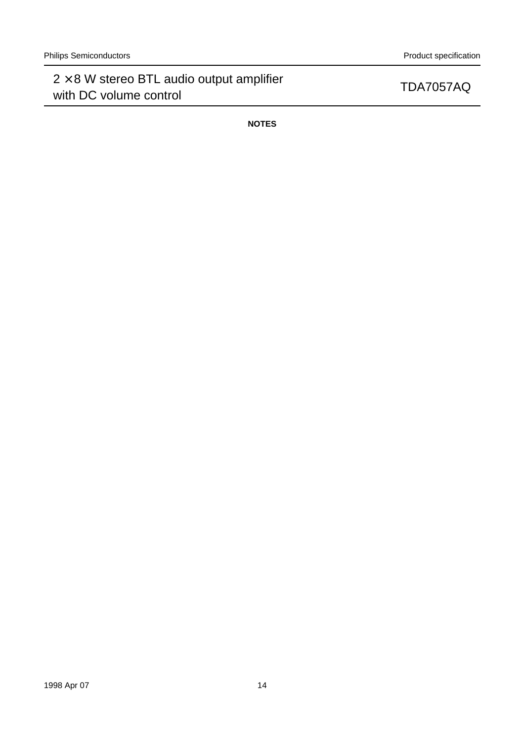## NOTES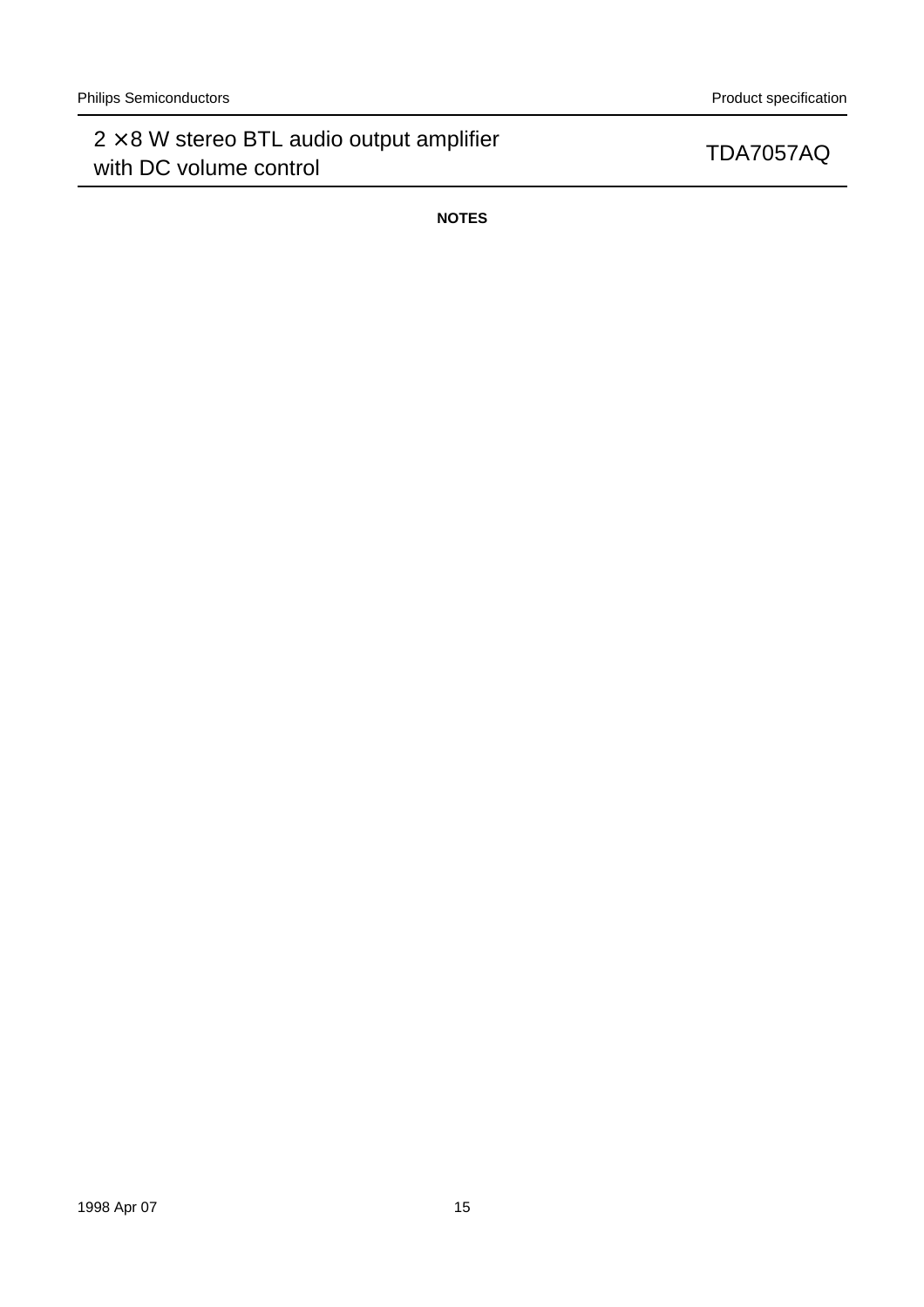## NOTES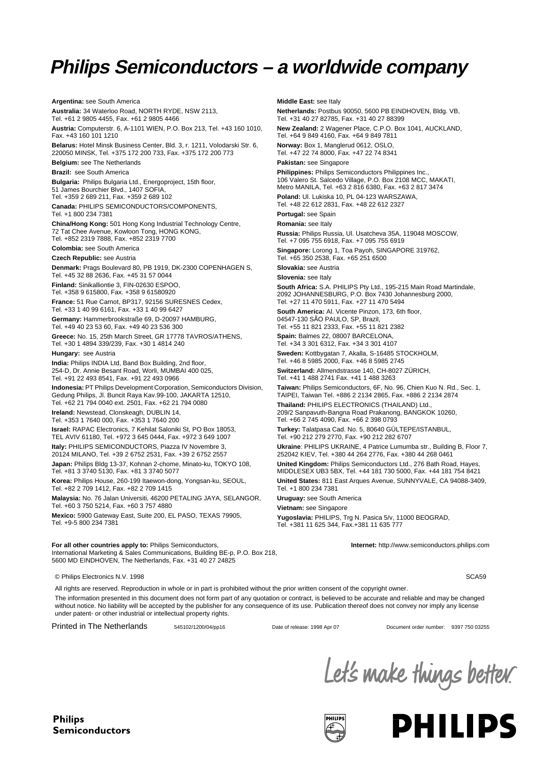# Philips Semiconductors – a worldwide company

**Argentina:** see South America

**Australia:** 34 Waterloo Road, NORTH RYDE, NSW 2113, Tel. +61 2 9805 4455, Fax. +61 2 9805 4466

**Austria:** Computerstr. 6, A-1101 WIEN, P.O. Box 213, Tel. +43 160 1010, Fax. +43 160 101 1210

**Belarus:** Hotel Minsk Business Center, Bld. 3, r. 1211, Volodarski Str. 6, 220050 MINSK, Tel. +375 172 200 733, Fax. +375 172 200 773

**Belgium:** see The Netherlands

**Brazil:** see South America

**Bulgaria:** Philips Bulgaria Ltd., Energoproject, 15th floor, 51 James Bourchier Blvd., 1407 SOFIA, Tel. +359 2 689 211, Fax. +359 2 689 102

**Canada:** PHILIPS SEMICONDUCTORS/COMPONENTS, Tel. +1 800 234 7381

**China/Hong Kong:** 501 Hong Kong Industrial Technology Centre, 72 Tat Chee Avenue, Kowloon Tong, HONG KONG, Tel. +852 2319 7888, Fax. +852 2319 7700

**Colombia:** see South America

**Czech Republic:** see Austria

**Denmark:** Prags Boulevard 80, PB 1919, DK-2300 COPENHAGEN S, Tel. +45 32 88 2636, Fax. +45 31 57 0044

**Finland:** Sinikalliontie 3, FIN-02630 ESPOO, Tel. +358 9 615800, Fax. +358 9 61580920

**France:** 51 Rue Carnot, BP317, 92156 SURESNES Cedex, Tel. +33 1 40 99 6161, Fax. +33 1 40 99 6427

**Germany:** Hammerbrookstraße 69, D-20097 HAMBURG, Tel. +49 40 23 53 60, Fax. +49 40 23 536 300

**Greece:** No. 15, 25th March Street, GR 17778 TAVROS/ATHENS, Tel. +30 1 4894 339/239, Fax. +30 1 4814 240

**Hungary:** see Austria

**India:** Philips INDIA Ltd, Band Box Building, 2nd floor, 254-D, Dr. Annie Besant Road, Worli, MUMBAI 400 025, Tel. +91 22 493 8541, Fax. +91 22 493 0966

**Indonesia:** PT Philips Development Corporation, Semiconductors Division, Gedung Philips, Jl. Buncit Raya Kav.99-100, JAKARTA 12510, Tel. +62 21 794 0040 ext. 2501, Fax. +62 21 794 0080

**Ireland:** Newstead, Clonskeagh, DUBLIN 14, Tel. +353 1 7640 000, Fax. +353 1 7640 200

**Israel:** RAPAC Electronics, 7 Kehilat Saloniki St, PO Box 18053, TEL AVIV 61180, Tel. +972 3 645 0444, Fax. +972 3 649 1007

**Italy:** PHILIPS SEMICONDUCTORS, Piazza IV Novembre 3, 20124 MILANO, Tel. +39 2 6752 2531, Fax. +39 2 6752 2557

**Japan:** Philips Bldg 13-37, Kohnan 2-chome, Minato-ku, TOKYO 108, Tel. +81 3 3740 5130, Fax. +81 3 3740 5077

**Korea:** Philips House, 260-199 Itaewon-dong, Yongsan-ku, SEOUL, Tel. +82 2 709 1412, Fax. +82 2 709 1415

**Malaysia:** No. 76 Jalan Universiti, 46200 PETALING JAYA, SELANGOR, Tel. +60 3 750 5214, Fax. +60 3 757 4880

**Mexico:** 5900 Gateway East, Suite 200, EL PASO, TEXAS 79905, Tel. +9-5 800 234 7381

**Middle East:** see Italy

**Netherlands:** Postbus 90050, 5600 PB EINDHOVEN, Bldg. VB, Tel. +31 40 27 82785, Fax. +31 40 27 88399

**New Zealand:** 2 Wagener Place, C.P.O. Box 1041, AUCKLAND, Tel. +64 9 849 4160, Fax. +64 9 849 7811

**Norway:** Box 1, Manglerud 0612, OSLO, Tel. +47 22 74 8000, Fax. +47 22 74 8341

**Pakistan:** see Singapore

**Philippines:** Philips Semiconductors Philippines Inc., 106 Valero St. Salcedo Village, P.O. Box 2108 MCC, MAKATI, Metro MANILA, Tel. +63 2 816 6380, Fax. +63 2 817 3474

**Poland:** Ul. Lukiska 10, PL 04-123 WARSZAWA, Tel. +48 22 612 2831, Fax. +48 22 612 2327

**Portugal:** see Spain

**Romania:** see Italy

**Russia:** Philips Russia, Ul. Usatcheva 35A, 119048 MOSCOW, Tel. +7 095 755 6918, Fax. +7 095 755 6919

**Singapore:** Lorong 1, Toa Payoh, SINGAPORE 319762, Tel. +65 350 2538, Fax. +65 251 6500

**Slovakia:** see Austria

**Slovenia:** see Italy

**South Africa:** S.A. PHILIPS Pty Ltd., 195-215 Main Road Martindale, 2092 JOHANNESBURG, P.O. Box 7430 Johannesburg 2000, Tel. +27 11 470 5911, Fax. +27 11 470 5494

**South America:** Al. Vicente Pinzon, 173, 6th floor, 04547-130 SÃO PAULO, SP, Brazil, Tel. +55 11 821 2333, Fax. +55 11 821 2382

**Spain:** Balmes 22, 08007 BARCELONA, Tel. +34 3 301 6312, Fax. +34 3 301 4107

**Sweden:** Kottbygatan 7, Akalla, S-16485 STOCKHOLM, Tel. +46 8 5985 2000, Fax. +46 8 5985 2745

**Switzerland:** Allmendstrasse 140, CH-8027 ZÜRICH, Tel. +41 1 488 2741 Fax. +41 1 488 3263

**Taiwan:** Philips Semiconductors, 6F, No. 96, Chien Kuo N. Rd., Sec. 1, TAIPEI, Taiwan Tel. +886 2 2134 2865, Fax. +886 2 2134 2874

**Thailand:** PHILIPS ELECTRONICS (THAILAND) Ltd., 209/2 Sanpavuth-Bangna Road Prakanong, BANGKOK 10260, Tel. +66 2 745 4090, Fax. +66 2 398 0793

**Turkey:** Talatpasa Cad. No. 5, 80640 GÜLTEPE/ISTANBUL, Tel. +90 212 279 2770, Fax. +90 212 282 6707

**Ukraine**: PHILIPS UKRAINE, 4 Patrice Lumumba str., Building B, Floor 7, 252042 KIEV, Tel. +380 44 264 2776, Fax. +380 44 268 0461

**United Kingdom:** Philips Semiconductors Ltd., 276 Bath Road, Hayes, MIDDLESEX UB3 5BX, Tel. +44 181 730 5000, Fax. +44 181 754 8421

**United States:** 811 East Arques Avenue, SUNNYVALE, CA 94088-3409, Tel. +1 800 234 7381

**Uruguay:** see South America

**Vietnam:** see Singapore

**Yugoslavia:** PHILIPS, Trg N. Pasica 5/v, 11000 BEOGRAD, Tel. +381 11 625 344, Fax.+381 11 635 777

**For all other countries apply to:** Philips Semiconductors, International Marketing & Sales Communications, Building BE-p, P.O. Box 218, 5600 MD EINDHOVEN, The Netherlands, Fax. +31 40 27 24825

**Internet:** http://www.semiconductors.philips.com

© Philips Electronics N.V. 1998

SCA59

All rights are reserved. Reproduction in whole or in part is prohibited without the prior written consent of the copyright owner.

The information presented in this document does not form part of any quotation or contract, is believed to be accurate and reliable and may be changed without notice. No liability will be accepted by the publisher for any consequence of its use. Publication thereof does not convey nor imply any license under patent- or other industrial or intellectual property rights.

Printed in The Netherlands 545102/1200/04/pp16 Date of release: 1998 Apr 07 Document order number: 9397 750 03255

Let's make things better.

**Philips Semiconductors**

**PHILIPS**